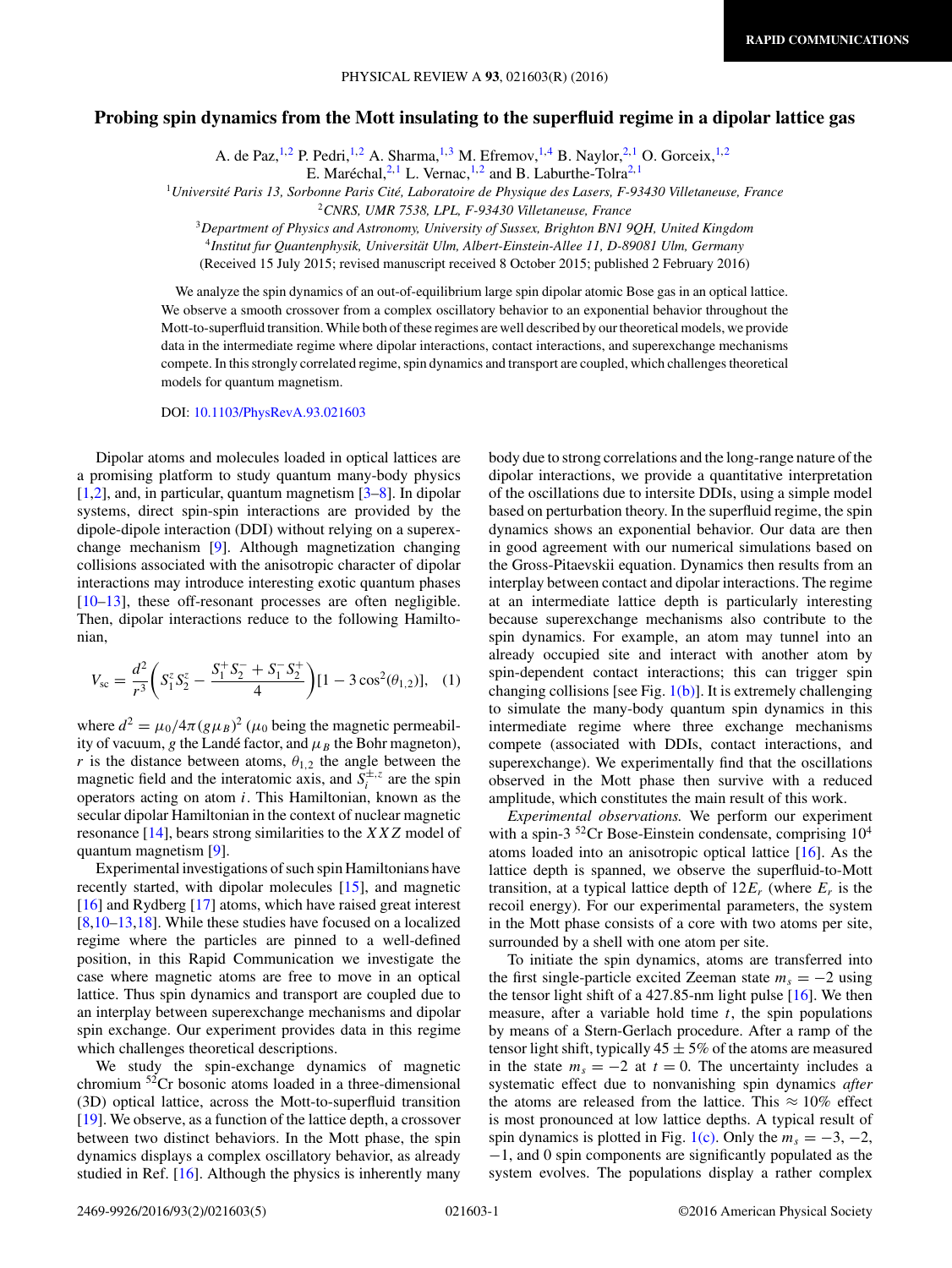# Probing spin dynamics from the Mott insulating to the superfluid regime in a dipolar lattice gas

A. de Paz,[1,2] P. Pedri,[1,2] A. Sharma,[1,3] M. Efremov,[1,4] B. Naylor,[2,1] O. Gorceix,[1,2] E. Maréchal,[2,1] L. Vernac,[1,2] and B. Laburthe-Tolra[2,1]

[1]Université Paris 13, Sorbonne Paris Cité, Laboratoire de Physique des Lasers, F-93430 Villetaneuse, France
[2]CNRS, UMR 7538, LPL, F-93430 Villetaneuse, France
[3]Department of Physics and Astronomy, University of Sussex, Brighton BN1 9QH, United Kingdom
[4]Institut fur Quantenphysik, Universität Ulm, Albert-Einstein-Allee 11, D-89081 Ulm, Germany

(Received 15 July 2015; revised manuscript received 8 October 2015; published 2 February 2016)

We analyze the spin dynamics of an out-of-equilibrium large spin dipolar atomic Bose gas in an optical lattice. We observe a smooth crossover from a complex oscillatory behavior to an exponential behavior throughout the Mott-to-superfluid transition. While both of these regimes are well described by our theoretical models, we provide data in the intermediate regime where dipolar interactions, contact interactions, and superexchange mechanisms compete. In this strongly correlated regime, spin dynamics and transport are coupled, which challenges theoretical models for quantum magnetism.

DOI: 10.1103/PhysRevA.93.021603

Dipolar atoms and molecules loaded in optical lattices are a promising platform to study quantum many-body physics [1,2], and, in particular, quantum magnetism [3–8]. In dipolar systems, direct spin-spin interactions are provided by the dipole-dipole interaction (DDI) without relying on a superexchange mechanism [9]. Although magnetization changing collisions associated with the anisotropic character of dipolar interactions may introduce interesting exotic quantum phases [10–13], these off-resonant processes are often negligible. Then, dipolar interactions reduce to the following Hamiltonian,

$$V_{\rm sc} = \frac{d^2}{r^3}\left(S_1^z S_2^z - \frac{S_1^+ S_2^- + S_1^- S_2^+}{4}\right)[1 - 3\cos^2(\theta_{1,2})], \quad (1)$$

where $d^2 = \mu_0/4\pi(g\mu_B)^2$ ($\mu_0$ being the magnetic permeability of vacuum, $g$ the Landé factor, and $\mu_B$ the Bohr magneton), $r$ is the distance between atoms, $\theta_{1,2}$ the angle between the magnetic field and the interatomic axis, and $S_i^{\pm,z}$ are the spin operators acting on atom $i$. This Hamiltonian, known as the secular dipolar Hamiltonian in the context of nuclear magnetic resonance [14], bears strong similarities to the $XXZ$ model of quantum magnetism [9].

Experimental investigations of such spin Hamiltonians have recently started, with dipolar molecules [15], and magnetic [16] and Rydberg [17] atoms, which have raised great interest [8,10–13,18]. While these studies have focused on a localized regime where the particles are pinned to a well-defined position, in this Rapid Communication we investigate the case where magnetic atoms are free to move in an optical lattice. Thus spin dynamics and transport are coupled due to an interplay between superexchange mechanisms and dipolar spin exchange. Our experiment provides data in this regime which challenges theoretical descriptions.

We study the spin-exchange dynamics of magnetic chromium $^{52}$Cr bosonic atoms loaded in a three-dimensional (3D) optical lattice, across the Mott-to-superfluid transition [19]. We observe, as a function of the lattice depth, a crossover between two distinct behaviors. In the Mott phase, the spin dynamics displays a complex oscillatory behavior, as already studied in Ref. [16]. Although the physics is inherently many body due to strong correlations and the long-range nature of the dipolar interactions, we provide a quantitative interpretation of the oscillations due to intersite DDIs, using a simple model based on perturbation theory. In the superfluid regime, the spin dynamics shows an exponential behavior. Our data are then in good agreement with our numerical simulations based on the Gross-Pitaevskii equation. Dynamics then results from an interplay between contact and dipolar interactions. The regime at an intermediate lattice depth is particularly interesting because superexchange mechanisms also contribute to the spin dynamics. For example, an atom may tunnel into an already occupied site and interact with another atom by spin-dependent contact interactions; this can trigger spin changing collisions [see Fig. 1(b)]. It is extremely challenging to simulate the many-body quantum spin dynamics in this intermediate regime where three exchange mechanisms compete (associated with DDIs, contact interactions, and superexchange). We effectively find that the oscillations observed in the Mott phase then survive with a reduced amplitude, which constitutes the main result of this work.

*Experimental observations.* We perform our experiment with a spin-3 $^{52}$Cr Bose-Einstein condensate, comprising $10^4$ atoms loaded into an anisotropic optical lattice [16]. As the lattice depth is spanned, we observe the superfluid-to-Mott transition, at a typical lattice depth of $12E_r$ (where $E_r$ is the recoil energy). For our experimental parameters, the system in the Mott phase consists of a core with two atoms per site, surrounded by a shell with one atom per site.

To initiate the spin dynamics, atoms are transferred into the first single-particle excited Zeeman state $m_s = -2$ using the tensor light shift of a 427.85-nm light pulse [16]. We then measure, after a variable hold time $t$, the spin populations by means of a Stern-Gerlach procedure. After a ramp of the tensor light shift, typically $45 \pm 5\%$ of the atoms are measured in the state $m_s = -2$ at $t = 0$. The uncertainty includes a systematic effect due to nonvanishing spin dynamics *after* the atoms are released from the lattice. This $\approx 10\%$ effect is most pronounced at low lattice depths. A typical result of spin dynamics is plotted in Fig. 1(c). Only the $m_s = -3$, $-2$, $-1$, and 0 spin components are significantly populated as the system evolves. The populations display a rather complex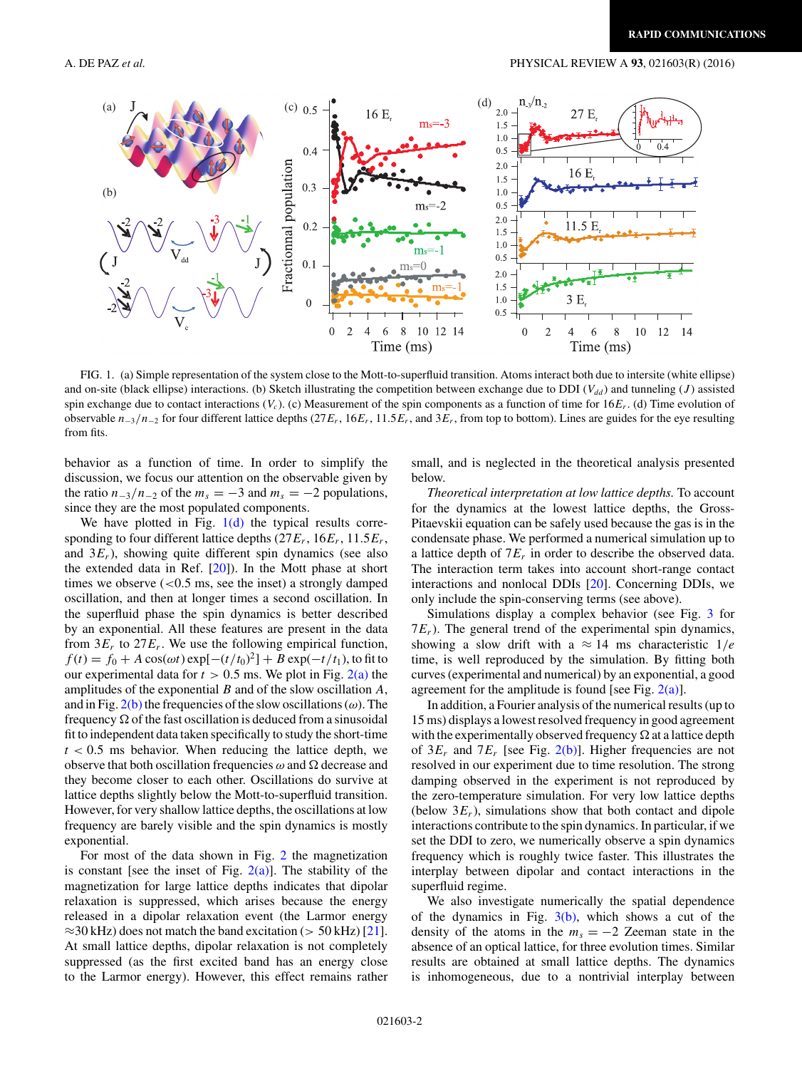FIG. 1. (a) Simple representation of the system close to the Mott-to-superfluid transition. Atoms interact both due to intersite (white ellipse) and on-site (black ellipse) interactions. (b) Sketch illustrating the competition between exchange due to DDI ($V_{dd}$) and tunneling ($J$) assisted spin exchange due to contact interactions ($V_c$). (c) Measurement of the spin components as a function of time for $16E_r$. (d) Time evolution of observable $n_{-3}/n_{-2}$ for four different lattice depths ($27E_r$, $16E_r$, $11.5E_r$, and $3E_r$, from top to bottom). Lines are guides for the eye resulting from fits.

behavior as a function of time. In order to simplify the discussion, we focus our attention on the observable given by the ratio $n_{-3}/n_{-2}$ of the $m_s = -3$ and $m_s = -2$ populations, since they are the most populated components.

We have plotted in Fig. 1(d) the typical results corresponding to four different lattice depths ($27E_r$, $16E_r$, $11.5E_r$, and $3E_r$), showing quite different spin dynamics (see also the extended data in Ref. [20]). In the Mott phase at short times we observe (<0.5 ms, see the inset) a strongly damped oscillation, and then at longer times a second oscillation. In the superfluid phase the spin dynamics is better described by an exponential. All these features are present in the data from $3E_r$ to $27E_r$. We use the following empirical function, $f(t) = f_0 + A\cos(\omega t)\exp[-(t/t_0)^2] + B\exp(-t/t_1)$, to fit to our experimental data for $t > 0.5$ ms. We plot in Fig. 2(a) the amplitudes of the exponential $B$ and of the slow oscillation $A$, and in Fig. 2(b) the frequencies of the slow oscillations ($\omega$). The frequency $\Omega$ of the fast oscillation is deduced from a sinusoidal fit to independent data taken specifically to study the short-time $t < 0.5$ ms behavior. When reducing the lattice depth, we observe that both oscillation frequencies $\omega$ and $\Omega$ decrease and they become closer to each other. Oscillations do survive at lattice depths slightly below the Mott-to-superfluid transition. However, for very shallow lattice depths, the oscillations at low frequency are barely visible and the spin dynamics is mostly exponential.

For most of the data shown in Fig. 2 the magnetization is constant [see the inset of Fig. 2(a)]. The stability of the magnetization for large lattice depths indicates that dipolar relaxation is suppressed, which arises because the energy released in a dipolar relaxation event (the Larmor energy $\approx$30 kHz) does not match the band excitation (> 50 kHz) [21]. At small lattice depths, dipolar relaxation is not completely suppressed (as the first excited band has an energy close to the Larmor energy). However, this effect remains rather small, and is neglected in the theoretical analysis presented below.

*Theoretical interpretation at low lattice depths.* To account for the dynamics at the lowest lattice depths, the Gross-Pitaevskii equation can be safely used because the gas is in the condensate phase. We performed a numerical simulation up to a lattice depth of $7E_r$ in order to describe the observed data. The interaction term takes into account short-range contact interactions and nonlocal DDIs [20]. Concerning DDIs, we only include the spin-conserving terms (see above).

Simulations display a complex behavior (see Fig. 3 for $7E_r$). The general trend of the experimental spin dynamics, showing a slow drift with a $\approx 14$ ms characteristic $1/e$ time, is well reproduced by the simulation. By fitting both curves (experimental and numerical) by an exponential, a good agreement for the amplitude is found [see Fig. 2(a)].

In addition, a Fourier analysis of the numerical results (up to 15 ms) displays a lowest resolved frequency in good agreement with the experimentally observed frequency $\Omega$ at a lattice depth of $3E_r$ and $7E_r$ [see Fig. 2(b)]. Higher frequencies are not resolved in our experiment due to time resolution. The strong damping observed in the experiment is not reproduced by the zero-temperature simulation. For very low lattice depths (below $3E_r$), simulations show that both contact and dipole interactions contribute to the spin dynamics. In particular, if we set the DDI to zero, we numerically observe a spin dynamics frequency which is roughly twice faster. This illustrates the interplay between dipolar and contact interactions in the superfluid regime.

We also investigate numerically the spatial dependence of the dynamics in Fig. 3(b), which shows a cut of the density of the atoms in the $m_s = -2$ Zeeman state in the absence of an optical lattice, for three evolution times. Similar results are obtained at small lattice depths. The dynamics is inhomogeneous, due to a nontrivial interplay between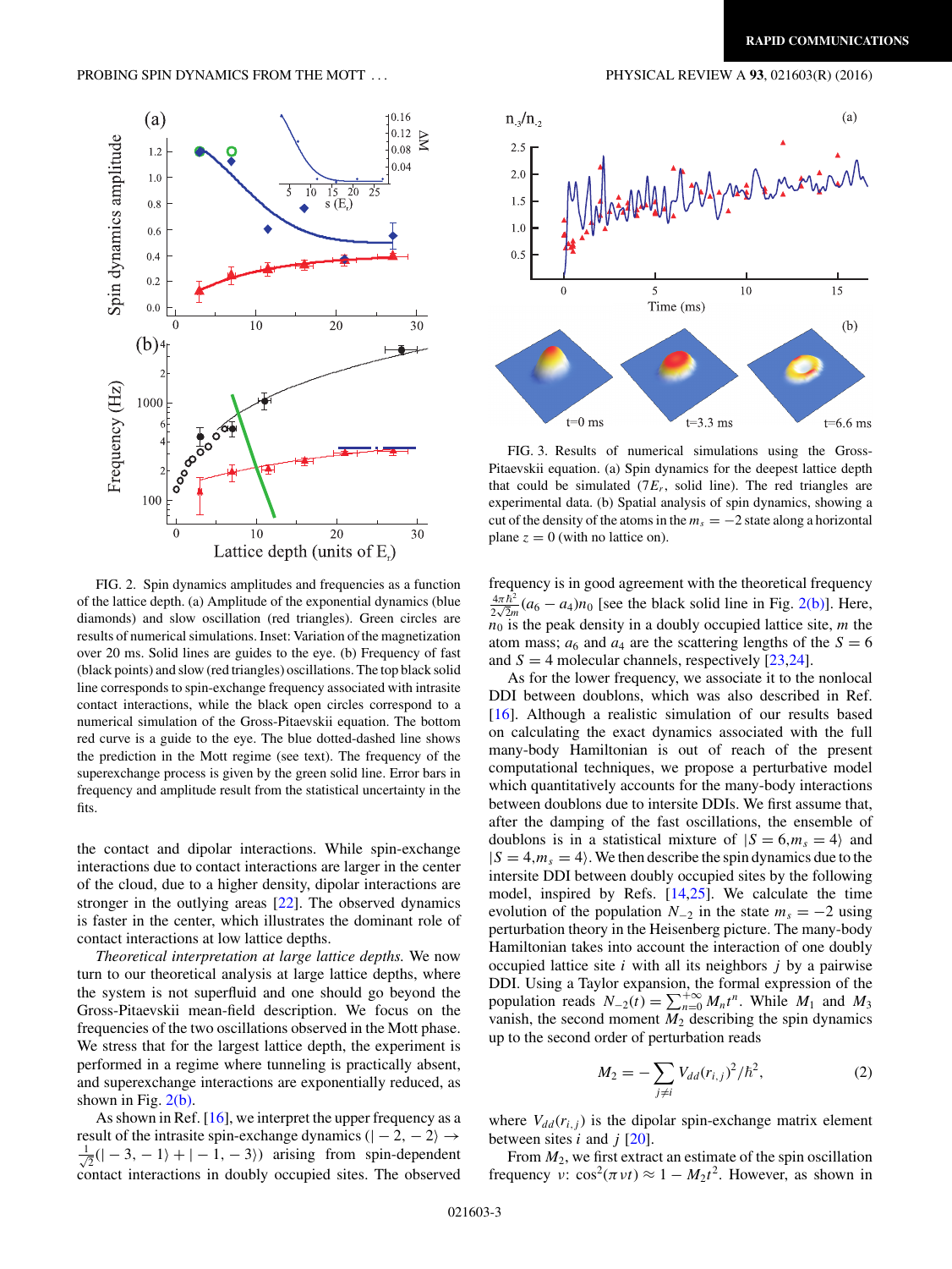FIG. 2. Spin dynamics amplitudes and frequencies as a function of the lattice depth. (a) Amplitude of the exponential dynamics (blue diamonds) and slow oscillation (red triangles). Green circles are results of numerical simulations. Inset: Variation of the magnetization over 20 ms. Solid lines are guides to the eye. (b) Frequency of fast (black points) and slow (red triangles) oscillations. The top black solid line corresponds to spin-exchange frequency associated with intrasite contact interactions, while the black open circles correspond to a numerical simulation of the Gross-Pitaevskii equation. The bottom red curve is a guide to the eye. The blue dotted-dashed line shows the prediction in the Mott regime (see text). The frequency of the superexchange process is given by the green solid line. Error bars in frequency and amplitude result from the statistical uncertainty in the fits.

the contact and dipolar interactions. While spin-exchange interactions due to contact interactions are larger in the center of the cloud, due to a higher density, dipolar interactions are stronger in the outlying areas [22]. The observed dynamics is faster in the center, which illustrates the dominant role of contact interactions at low lattice depths.

*Theoretical interpretation at large lattice depths.* We now turn to our theoretical analysis at large lattice depths, where the system is not superfluid and one should go beyond the Gross-Pitaevskii mean-field description. We focus on the frequencies of the two oscillations observed in the Mott phase. We stress that for the largest lattice depth, the experiment is performed in a regime where tunneling is practically absent, and superexchange interactions are exponentially reduced, as shown in Fig. 2(b).

As shown in Ref. [16], we interpret the upper frequency as a result of the intrasite spin-exchange dynamics ($|-2,-2\rangle \rightarrow \frac{1}{\sqrt{2}}(|-3,-1\rangle + |-1,-3\rangle)$ arising from spin-dependent contact interactions in doubly occupied sites. The observed frequency is in good agreement with the theoretical frequency $\frac{4\pi\hbar^2}{2\sqrt{2}m}(a_6 - a_4)n_0$ [see the black solid line in Fig. 2(b)]. Here, $n_0$ is the peak density in a doubly occupied lattice site, $m$ the atom mass; $a_6$ and $a_4$ are the scattering lengths of the $S = 6$ and $S = 4$ molecular channels, respectively [23,24].

As for the lower frequency, we associate it to the nonlocal DDI between doublons, which was also described in Ref. [16]. Although a realistic simulation of our results based on calculating the exact dynamics associated with the full many-body Hamiltonian is out of reach of the present computational techniques, we propose a perturbative model which quantitatively accounts for the many-body interactions between doublons due to intersite DDIs. We first assume that, after the damping of the fast oscillations, the ensemble of doublons is in a statistical mixture of $|S = 6, m_s = 4\rangle$ and $|S = 4, m_s = 4\rangle$. We then describe the spin dynamics due to the intersite DDI between doubly occupied sites by the following model, inspired by Refs. [14,25]. We calculate the time evolution of the population $N_{-2}$ in the state $m_s = -2$ using perturbation theory in the Heisenberg picture. The many-body Hamiltonian takes into account the interaction of one doubly occupied lattice site $i$ with all its neighbors $j$ by a pairwise DDI. Using a Taylor expansion, the formal expression of the population reads $N_{-2}(t) = \sum_{n=0}^{+\infty} M_n t^n$. While $M_1$ and $M_3$ vanish, the second moment $M_2$ describing the spin dynamics up to the second order of perturbation reads

$$M_2 = -\sum_{j \neq i} V_{dd}(r_{i,j})^2/\hbar^2, \qquad (2)$$

where $V_{dd}(r_{i,j})$ is the dipolar spin-exchange matrix element between sites $i$ and $j$ [20].

From $M_2$, we first extract an estimate of the spin oscillation frequency $\nu$: $\cos^2(\pi \nu t) \approx 1 - M_2 t^2$. However, as shown in

FIG. 3. Results of numerical simulations using the Gross-Pitaevskii equation. (a) Spin dynamics for the deepest lattice depth that could be simulated ($7E_r$, solid line). The red triangles are experimental data. (b) Spatial analysis of spin dynamics, showing a cut of the density of the atoms in the $m_s = -2$ state along a horizontal plane $z = 0$ (with no lattice on).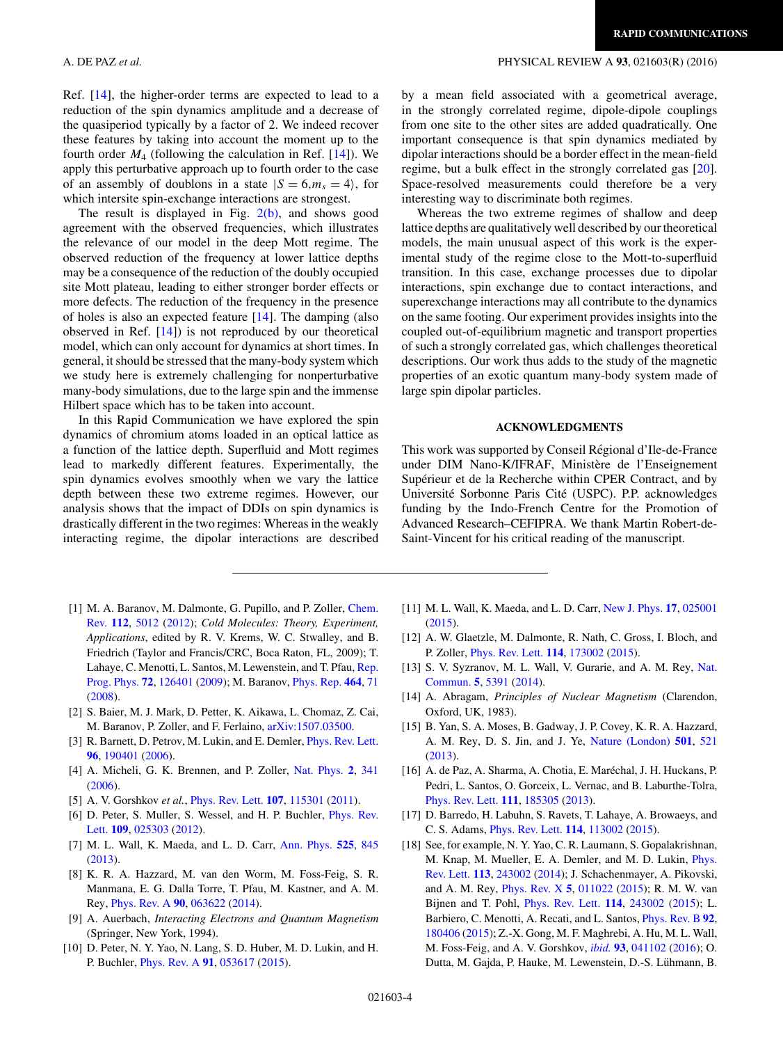Ref. [14], the higher-order terms are expected to lead to a reduction of the spin dynamics amplitude and a decrease of the quasiperiod typically by a factor of 2. We indeed recover these features by taking into account the moment up to the fourth order $M_4$ (following the calculation in Ref. [14]). We apply this perturbative approach up to fourth order to the case of an assembly of doublons in a state $|S = 6, m_s = 4\rangle$, for which intersite spin-exchange interactions are strongest.

The result is displayed in Fig. 2(b), and shows good agreement with the observed frequencies, which illustrates the relevance of our model in the deep Mott regime. The observed reduction of the frequency at lower lattice depths may be a consequence of the reduction of the doubly occupied site Mott plateau, leading to either stronger border effects or more defects. The reduction of the frequency in the presence of holes is also an expected feature [14]. The damping (also observed in Ref. [14]) is not reproduced by our theoretical model, which can only account for dynamics at short times. In general, it should be stressed that the many-body system which we study here is extremely challenging for nonperturbative many-body simulations, due to the large spin and the immense Hilbert space which has to be taken into account.

In this Rapid Communication we have explored the spin dynamics of chromium atoms loaded in an optical lattice as a function of the lattice depth. Superfluid and Mott regimes lead to markedly different features. Experimentally, the spin dynamics evolves smoothly when we vary the lattice depth between these two extreme regimes. However, our analysis shows that the impact of DDIs on spin dynamics is drastically different in the two regimes: Whereas in the weakly interacting regime, the dipolar interactions are described by a mean field associated with a geometrical average, in the strongly correlated regime, dipole-dipole couplings from one site to the other sites are added quadratically. One important consequence is that spin dynamics mediated by dipolar interactions should be a border effect in the mean-field regime, but a bulk effect in the strongly correlated gas [20]. Space-resolved measurements could therefore be a very interesting way to discriminate both regimes.

Whereas the two extreme regimes of shallow and deep lattice depths are qualitatively well described by our theoretical models, the main unusual aspect of this work is the experimental study of the regime close to the Mott-to-superfluid transition. In this case, exchange processes due to dipolar interactions, spin exchange due to contact interactions, and superexchange interactions may all contribute to the dynamics on the same footing. Our experiment provides insights into the coupled out-of-equilibrium magnetic and transport properties of such a strongly correlated gas, which challenges theoretical descriptions. Our work thus adds to the study of the magnetic properties of an exotic quantum many-body system made of large spin dipolar particles.

## ACKNOWLEDGMENTS

This work was supported by Conseil Régional d'Ile-de-France under DIM Nano-K/IFRAF, Ministère de l'Enseignement Supérieur et de la Recherche within CPER Contract, and by Université Sorbonne Paris Cité (USPC). P.P. acknowledges funding by the Indo-French Centre for the Promotion of Advanced Research–CEFIPRA. We thank Martin Robert-de-Saint-Vincent for his critical reading of the manuscript.

---

[1] M. A. Baranov, M. Dalmonte, G. Pupillo, and P. Zoller, Chem. Rev. **112**, 5012 (2012); *Cold Molecules: Theory, Experiment, Applications*, edited by R. V. Krems, W. C. Stwalley, and B. Friedrich (Taylor and Francis/CRC, Boca Raton, FL, 2009); T. Lahaye, C. Menotti, L. Santos, M. Lewenstein, and T. Pfau, Rep. Prog. Phys. **72**, 126401 (2009); M. Baranov, Phys. Rep. **464**, 71 (2008).

[2] S. Baier, M. J. Mark, D. Petter, K. Aikawa, L. Chomaz, Z. Cai, M. Baranov, P. Zoller, and F. Ferlaino, arXiv:1507.03500.

[3] R. Barnett, D. Petrov, M. Lukin, and E. Demler, Phys. Rev. Lett. **96**, 190401 (2006).

[4] A. Micheli, G. K. Brennen, and P. Zoller, Nat. Phys. **2**, 341 (2006).

[5] A. V. Gorshkov *et al.*, Phys. Rev. Lett. **107**, 115301 (2011).

[6] D. Peter, S. Muller, S. Wessel, and H. P. Buchler, Phys. Rev. Lett. **109**, 025303 (2012).

[7] M. L. Wall, K. Maeda, and L. D. Carr, Ann. Phys. **525**, 845 (2013).

[8] K. R. A. Hazzard, M. van den Worm, M. Foss-Feig, S. R. Manmana, E. G. Dalla Torre, T. Pfau, M. Kastner, and A. M. Rey, Phys. Rev. A **90**, 063622 (2014).

[9] A. Auerbach, *Interacting Electrons and Quantum Magnetism* (Springer, New York, 1994).

[10] D. Peter, N. Y. Yao, N. Lang, S. D. Huber, M. D. Lukin, and H. P. Buchler, Phys. Rev. A **91**, 053617 (2015).

[11] M. L. Wall, K. Maeda, and L. D. Carr, New J. Phys. **17**, 025001 (2015).

[12] A. W. Glaetzle, M. Dalmonte, R. Nath, C. Gross, I. Bloch, and P. Zoller, Phys. Rev. Lett. **114**, 173002 (2015).

[13] S. V. Syzranov, M. L. Wall, V. Gurarie, and A. M. Rey, Nat. Commun. **5**, 5391 (2014).

[14] A. Abragam, *Principles of Nuclear Magnetism* (Clarendon, Oxford, UK, 1983).

[15] B. Yan, S. A. Moses, B. Gadway, J. P. Covey, K. R. A. Hazzard, A. M. Rey, D. S. Jin, and J. Ye, Nature (London) **501**, 521 (2013).

[16] A. de Paz, A. Sharma, A. Chotia, E. Maréchal, J. H. Huckans, P. Pedri, L. Santos, O. Gorceix, L. Vernac, and B. Laburthe-Tolra, Phys. Rev. Lett. **111**, 185305 (2013).

[17] D. Barredo, H. Labuhn, S. Ravets, T. Lahaye, A. Browaeys, and C. S. Adams, Phys. Rev. Lett. **114**, 113002 (2015).

[18] See, for example, N. Y. Yao, C. R. Laumann, S. Gopalakrishnan, M. Knap, M. Mueller, E. A. Demler, and M. D. Lukin, Phys. Rev. Lett. **113**, 243002 (2014); J. Schachenmayer, A. Pikovski, and A. M. Rey, Phys. Rev. X **5**, 011022 (2015); R. M. W. van Bijnen and T. Pohl, Phys. Rev. Lett. **114**, 243002 (2015); L. Barbiero, C. Menotti, A. Recati, and L. Santos, Phys. Rev. B **92**, 180406 (2015); Z.-X. Gong, M. F. Maghrebi, A. Hu, M. L. Wall, M. Foss-Feig, and A. V. Gorshkov, *ibid.* **93**, 041102 (2016); O. Dutta, M. Gajda, P. Hauke, M. Lewenstein, D.-S. Lühmann, B.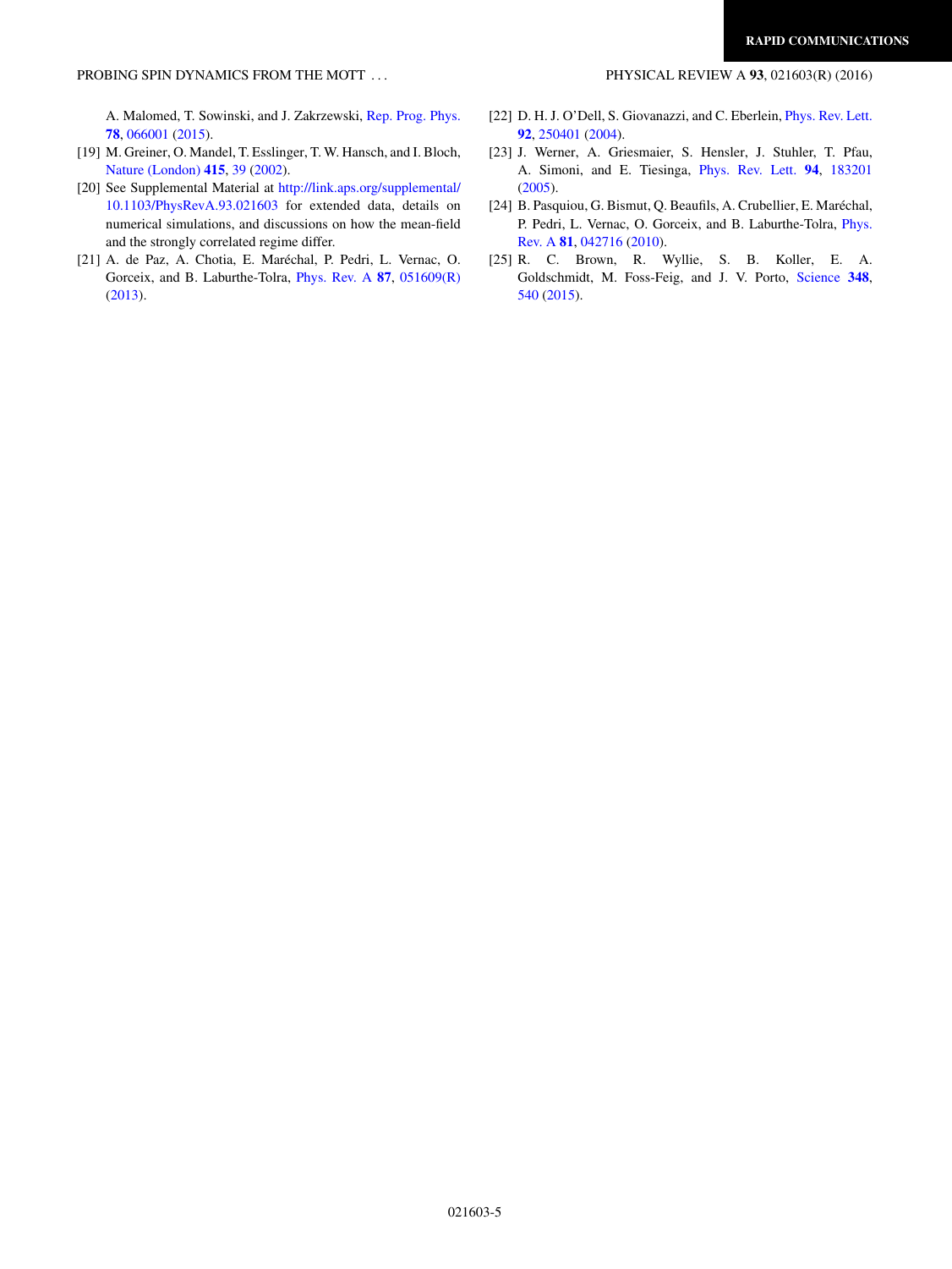A. Malomed, T. Sowinski, and J. Zakrzewski, Rep. Prog. Phys. **78**, 066001 (2015).

[19] M. Greiner, O. Mandel, T. Esslinger, T. W. Hansch, and I. Bloch, Nature (London) **415**, 39 (2002).

[20] See Supplemental Material at http://link.aps.org/supplemental/10.1103/PhysRevA.93.021603 for extended data, details on numerical simulations, and discussions on how the mean-field and the strongly correlated regime differ.

[21] A. de Paz, A. Chotia, E. Maréchal, P. Pedri, L. Vernac, O. Gorceix, and B. Laburthe-Tolra, Phys. Rev. A **87**, 051609(R) (2013).

[22] D. H. J. O'Dell, S. Giovanazzi, and C. Eberlein, Phys. Rev. Lett. **92**, 250401 (2004).

[23] J. Werner, A. Griesmaier, S. Hensler, J. Stuhler, T. Pfau, A. Simoni, and E. Tiesinga, Phys. Rev. Lett. **94**, 183201 (2005).

[24] B. Pasquiou, G. Bismut, Q. Beaufils, A. Crubellier, E. Maréchal, P. Pedri, L. Vernac, O. Gorceix, and B. Laburthe-Tolra, Phys. Rev. A **81**, 042716 (2010).

[25] R. C. Brown, R. Wyllie, S. B. Koller, E. A. Goldschmidt, M. Foss-Feig, and J. V. Porto, Science **348**, 540 (2015).